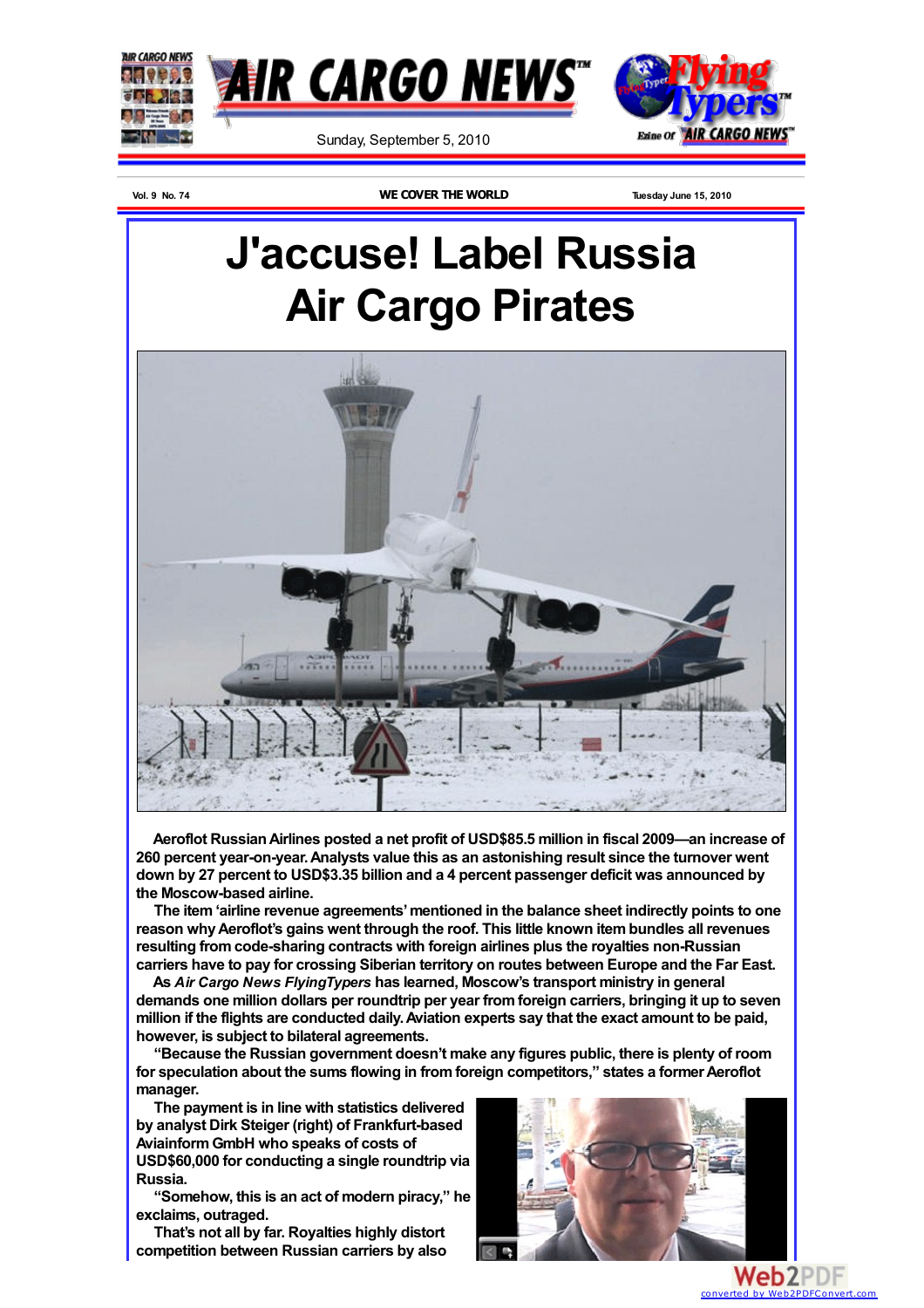# J'accuse! Label Russia Air Cargo Pirates

**Aeroflot Russian Airlines posted a net profit of USD$85.5 million in fiscal 2009—an increase of 260 percent year-on-year. Analysts value this as an astonishing result since the turnover went down by 27 percent to USD$3.35 billion and a 4 percent passenger deficit was announced by the Moscow-based airline.**

**The item 'airline revenue agreements' mentioned in the balance sheet indirectly points to one reason why Aeroflot's gains went through the roof. This little known item bundles all revenues resulting from code-sharing contracts with foreign airlines plus the royalties non-Russian carriers have to pay for crossing Siberian territory on routes between Europe and the Far East.**

**As *Air Cargo News FlyingTypers* has learned, Moscow's transport ministry in general demands one million dollars per roundtrip per year from foreign carriers, bringing it up to seven million if the flights are conducted daily. Aviation experts say that the exact amount to be paid, however, is subject to bilateral agreements.**

**"Because the Russian government doesn't make any figures public, there is plenty of room for speculation about the sums flowing in from foreign competitors," states a former Aeroflot manager.**

**The payment is in line with statistics delivered by analyst Dirk Steiger (right) of Frankfurt-based Aviainform GmbH who speaks of costs of USD$60,000 for conducting a single roundtrip via Russia.**

**"Somehow, this is an act of modern piracy," he exclaims, outraged.**

**That's not all by far. Royalties highly distort competition between Russian carriers by also**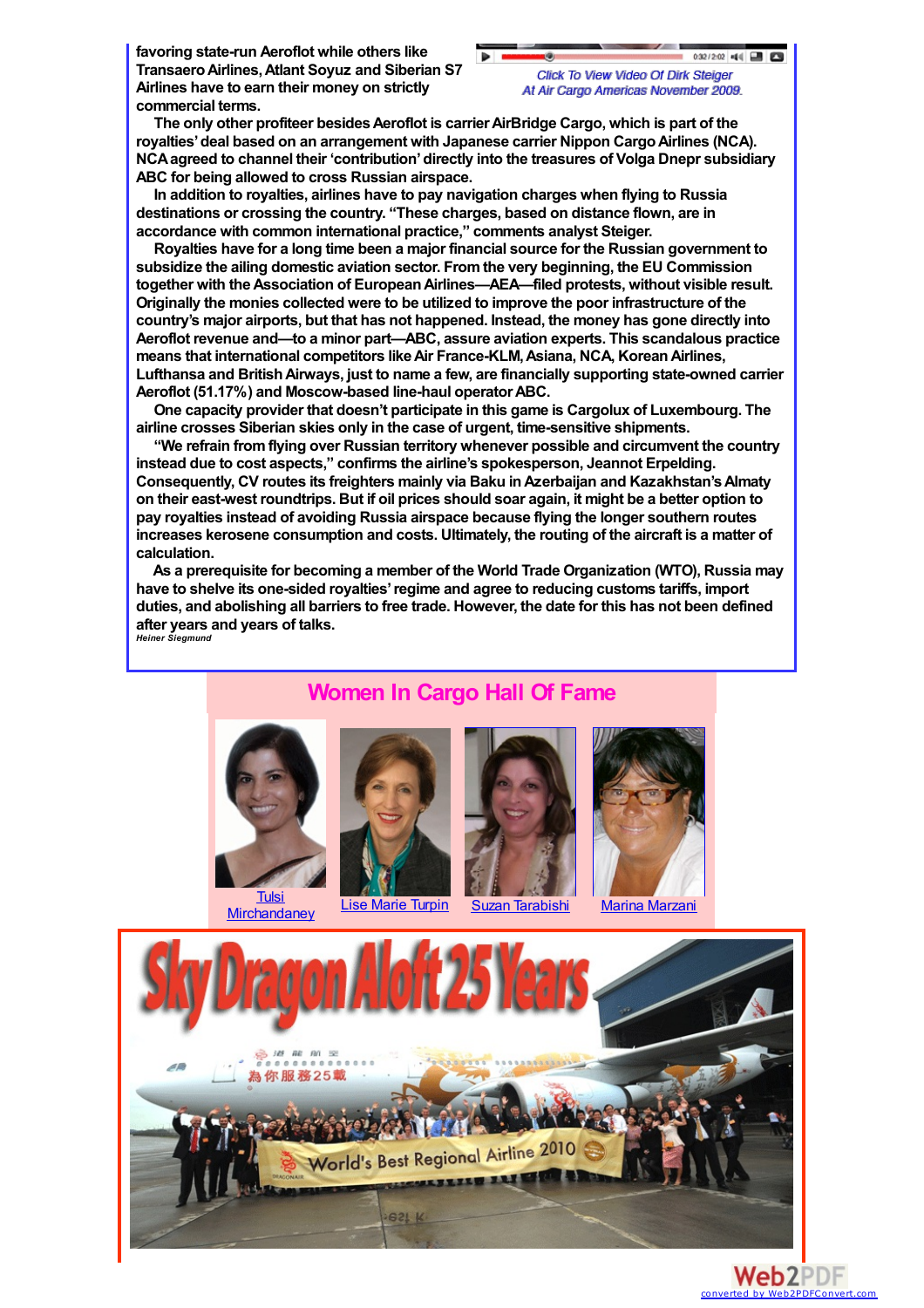favoring state-run Aeroflot while others like Transaero Airlines, Atlant Soyuz and Siberian S7 Airlines have to earn their money on strictly commercial terms.

Click To View Video Of Dirk Steiger At Air Cargo Americas November 2009.

The only other profiteer besides Aeroflot is carrier AirBridge Cargo, which is part of the royalties' deal based on an arrangement with Japanese carrier Nippon Cargo Airlines (NCA). NCA agreed to channel their 'contribution' directly into the treasures of Volga Dnepr subsidiary ABC for being allowed to cross Russian airspace.

In addition to royalties, airlines have to pay navigation charges when flying to Russia destinations or crossing the country. "These charges, based on distance flown, are in accordance with common international practice," comments analyst Steiger.

Royalties have for a long time been a major financial source for the Russian government to subsidize the ailing domestic aviation sector. From the very beginning, the EU Commission together with the Association of European Airlines—AEA—filed protests, without visible result. Originally the monies collected were to be utilized to improve the poor infrastructure of the country's major airports, but that has not happened. Instead, the money has gone directly into Aeroflot revenue and—to a minor part—ABC, assure aviation experts. This scandalous practice means that international competitors like Air France-KLM, Asiana, NCA, Korean Airlines, Lufthansa and British Airways, just to name a few, are financially supporting state-owned carrier Aeroflot (51.17%) and Moscow-based line-haul operator ABC.

One capacity provider that doesn't participate in this game is Cargolux of Luxembourg. The airline crosses Siberian skies only in the case of urgent, time-sensitive shipments.

"We refrain from flying over Russian territory whenever possible and circumvent the country instead due to cost aspects," confirms the airline's spokesperson, Jeannot Erpelding. Consequently, CV routes its freighters mainly via Baku in Azerbaijan and Kazakhstan's Almaty on their east-west roundtrips. But if oil prices should soar again, it might be a better option to pay royalties instead of avoiding Russia airspace because flying the longer southern routes increases kerosene consumption and costs. Ultimately, the routing of the aircraft is a matter of calculation.

As a prerequisite for becoming a member of the World Trade Organization (WTO), Russia may have to shelve its one-sided royalties' regime and agree to reducing customs tariffs, import duties, and abolishing all barriers to free trade. However, the date for this has not been defined after years and years of talks.

*Heiner Siegmund*

## Women In Cargo Hall Of Fame

Tulsi Mirchandaney | Lise Marie Turpin | Suzan Tarabishi | Marina Marzani

# Sky Dragon Aloft 25 Years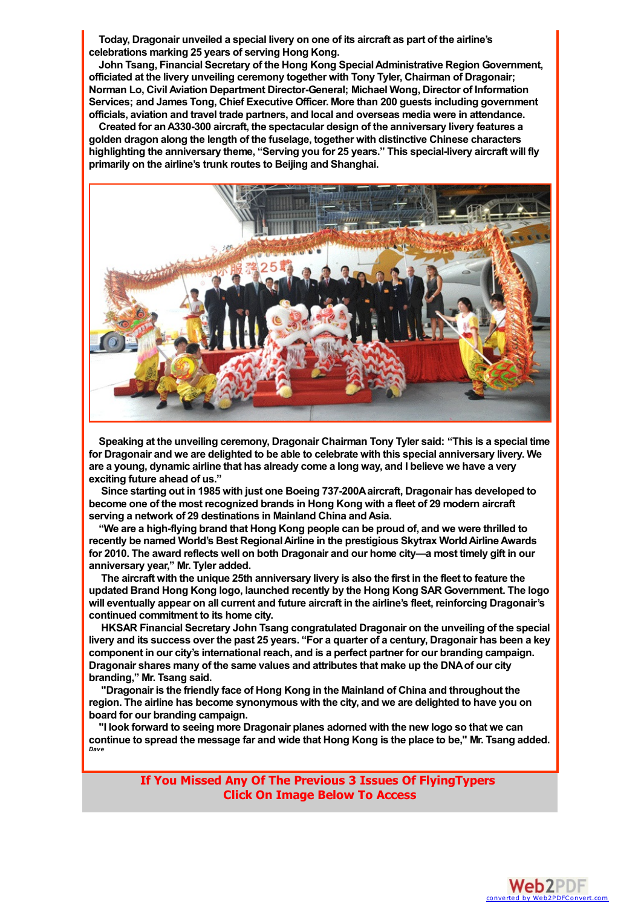Today, Dragonair unveiled a special livery on one of its aircraft as part of the airline's celebrations marking 25 years of serving Hong Kong.

John Tsang, Financial Secretary of the Hong Kong Special Administrative Region Government, officiated at the livery unveiling ceremony together with Tony Tyler, Chairman of Dragonair; Norman Lo, Civil Aviation Department Director-General; Michael Wong, Director of Information Services; and James Tong, Chief Executive Officer. More than 200 guests including government officials, aviation and travel trade partners, and local and overseas media were in attendance.

Created for an A330-300 aircraft, the spectacular design of the anniversary livery features a golden dragon along the length of the fuselage, together with distinctive Chinese characters highlighting the anniversary theme, "Serving you for 25 years." This special-livery aircraft will fly primarily on the airline's trunk routes to Beijing and Shanghai.

Speaking at the unveiling ceremony, Dragonair Chairman Tony Tyler said: "This is a special time for Dragonair and we are delighted to be able to celebrate with this special anniversary livery. We are a young, dynamic airline that has already come a long way, and I believe we have a very exciting future ahead of us."

Since starting out in 1985 with just one Boeing 737-200A aircraft, Dragonair has developed to become one of the most recognized brands in Hong Kong with a fleet of 29 modern aircraft serving a network of 29 destinations in Mainland China and Asia.

"We are a high-flying brand that Hong Kong people can be proud of, and we were thrilled to recently be named World's Best Regional Airline in the prestigious Skytrax World Airline Awards for 2010. The award reflects well on both Dragonair and our home city—a most timely gift in our anniversary year," Mr. Tyler added.

The aircraft with the unique 25th anniversary livery is also the first in the fleet to feature the updated Brand Hong Kong logo, launched recently by the Hong Kong SAR Government. The logo will eventually appear on all current and future aircraft in the airline's fleet, reinforcing Dragonair's continued commitment to its home city.

HKSAR Financial Secretary John Tsang congratulated Dragonair on the unveiling of the special livery and its success over the past 25 years. "For a quarter of a century, Dragonair has been a key component in our city's international reach, and is a perfect partner for our branding campaign. Dragonair shares many of the same values and attributes that make up the DNA of our city branding," Mr. Tsang said.

"Dragonair is the friendly face of Hong Kong in the Mainland of China and throughout the region. The airline has become synonymous with the city, and we are delighted to have you on board for our branding campaign.

"I look forward to seeing more Dragonair planes adorned with the new logo so that we can continue to spread the message far and wide that Hong Kong is the place to be," Mr. Tsang added.

*Dave*

**If You Missed Any Of The Previous 3 Issues Of FlyingTypers**
**Click On Image Below To Access**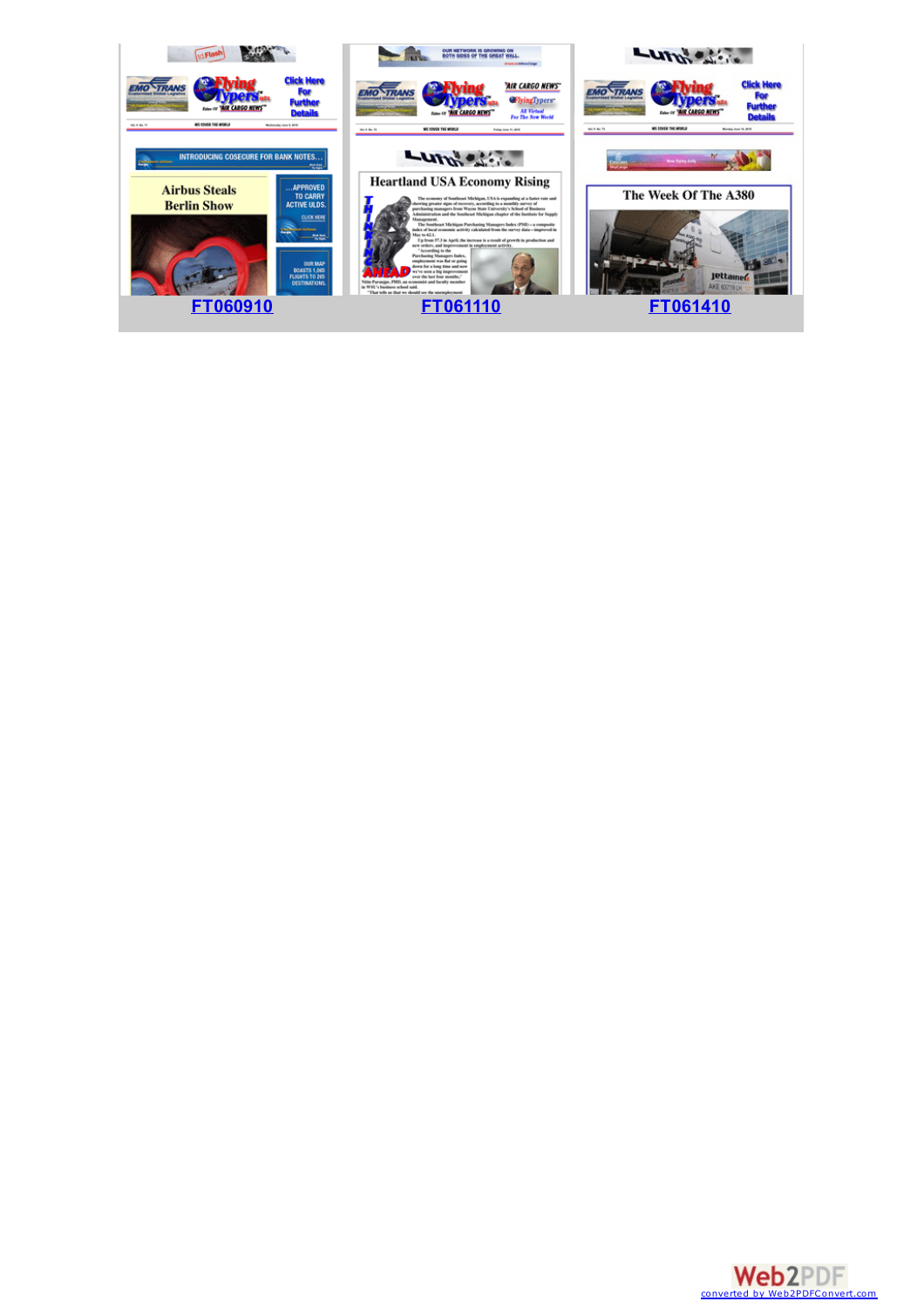FT060910

FT061110

FT061410